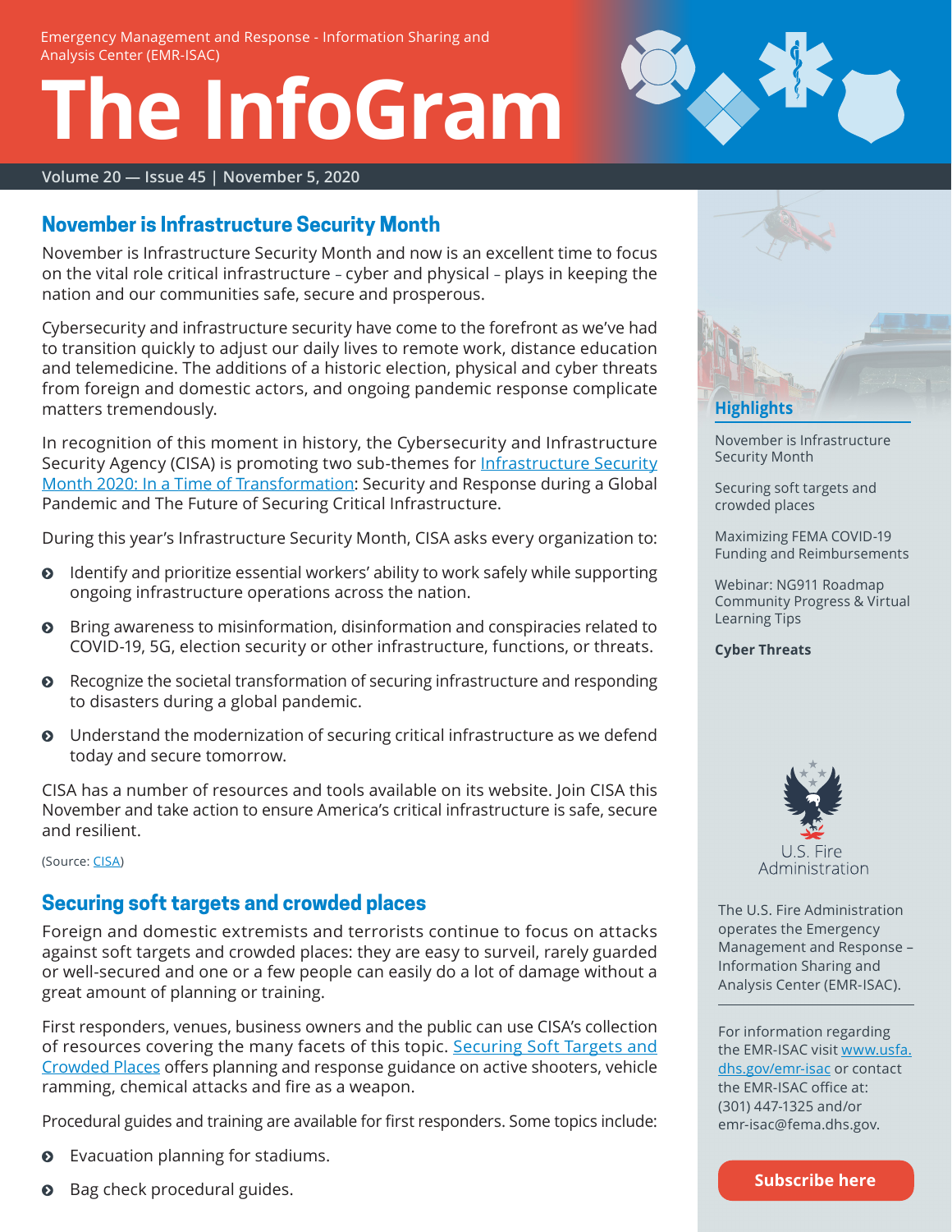Emergency Management and Response - Information Sharing and Analysis Center (EMR-ISAC)

# The InfoGram

Volume 20 — Issue 45 | November 5, 2020

## November is Infrastructure Security Month

November is Infrastructure Security Month and now is an excellent time to focus on the vital role critical infrastructure – cyber and physical – plays in keeping the nation and our communities safe, secure and prosperous.

Cybersecurity and infrastructure security have come to the forefront as we've had to transition quickly to adjust our daily lives to remote work, distance education and telemedicine. The additions of a historic election, physical and cyber threats from foreign and domestic actors, and ongoing pandemic response complicate matters tremendously.

In recognition of this moment in history, the Cybersecurity and Infrastructure Security Agency (CISA) is promoting two sub-themes for Infrastructure Security Month 2020: In a Time of Transformation: Security and Response during a Global Pandemic and The Future of Securing Critical Infrastructure.

During this year's Infrastructure Security Month, CISA asks every organization to:

- Identify and prioritize essential workers' ability to work safely while supporting ongoing infrastructure operations across the nation.
- Bring awareness to misinformation, disinformation and conspiracies related to COVID-19, 5G, election security or other infrastructure, functions, or threats.
- Recognize the societal transformation of securing infrastructure and responding to disasters during a global pandemic.
- Understand the modernization of securing critical infrastructure as we defend today and secure tomorrow.

CISA has a number of resources and tools available on its website. Join CISA this November and take action to ensure America's critical infrastructure is safe, secure and resilient.

(Source: CISA)

## Securing soft targets and crowded places

Foreign and domestic extremists and terrorists continue to focus on attacks against soft targets and crowded places: they are easy to surveil, rarely guarded or well-secured and one or a few people can easily do a lot of damage without a great amount of planning or training.

First responders, venues, business owners and the public can use CISA's collection of resources covering the many facets of this topic. Securing Soft Targets and Crowded Places offers planning and response guidance on active shooters, vehicle ramming, chemical attacks and fire as a weapon.

Procedural guides and training are available for first responders. Some topics include:

- Evacuation planning for stadiums.
- Bag check procedural guides.

### Highlights

November is Infrastructure Security Month

Securing soft targets and crowded places

Maximizing FEMA COVID-19 Funding and Reimbursements

Webinar: NG911 Roadmap Community Progress & Virtual Learning Tips

**Cyber Threats**

U.S. Fire Administration

The U.S. Fire Administration operates the Emergency Management and Response – Information Sharing and Analysis Center (EMR-ISAC).

For information regarding the EMR-ISAC visit www.usfa.dhs.gov/emr-isac or contact the EMR-ISAC office at: (301) 447-1325 and/or emr-isac@fema.dhs.gov.

Subscribe here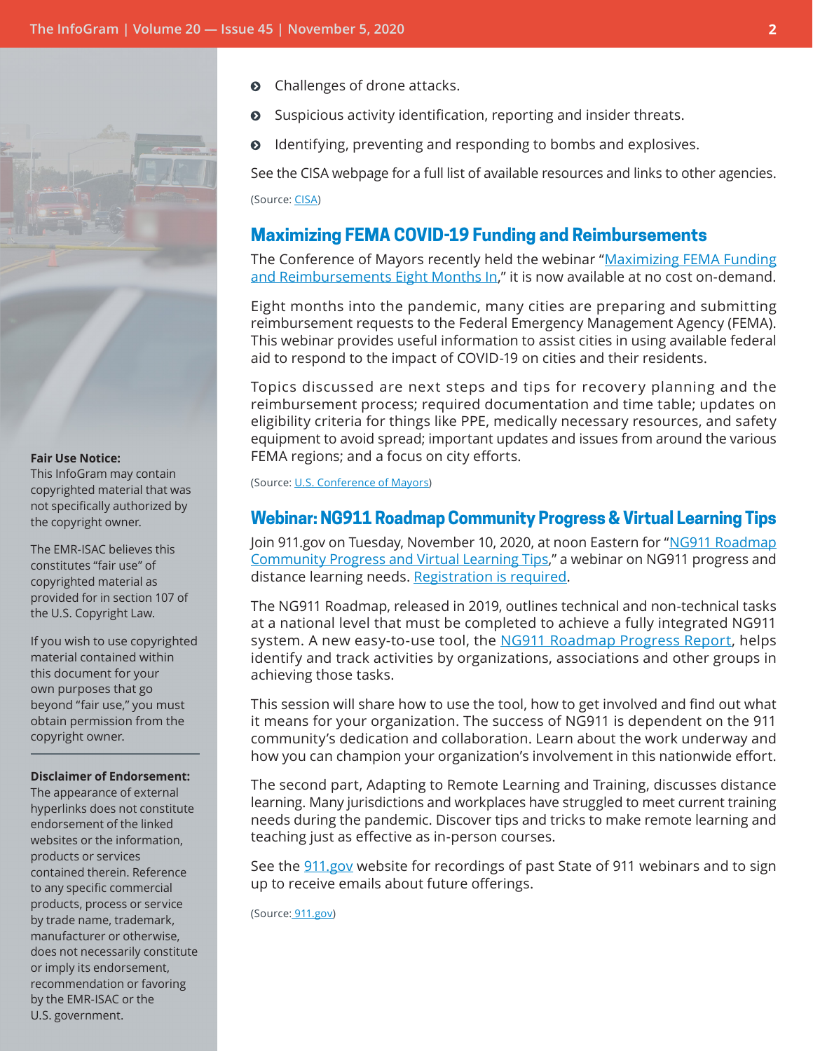- Challenges of drone attacks.
- Suspicious activity identification, reporting and insider threats.
- Identifying, preventing and responding to bombs and explosives.

See the CISA webpage for a full list of available resources and links to other agencies.

(Source: CISA)

## Maximizing FEMA COVID-19 Funding and Reimbursements

The Conference of Mayors recently held the webinar "Maximizing FEMA Funding and Reimbursements Eight Months In," it is now available at no cost on-demand.

Eight months into the pandemic, many cities are preparing and submitting reimbursement requests to the Federal Emergency Management Agency (FEMA). This webinar provides useful information to assist cities in using available federal aid to respond to the impact of COVID-19 on cities and their residents.

Topics discussed are next steps and tips for recovery planning and the reimbursement process; required documentation and time table; updates on eligibility criteria for things like PPE, medically necessary resources, and safety equipment to avoid spread; important updates and issues from around the various FEMA regions; and a focus on city efforts.

(Source: U.S. Conference of Mayors)

## Webinar: NG911 Roadmap Community Progress & Virtual Learning Tips

Join 911.gov on Tuesday, November 10, 2020, at noon Eastern for "NG911 Roadmap Community Progress and Virtual Learning Tips," a webinar on NG911 progress and distance learning needs. Registration is required.

The NG911 Roadmap, released in 2019, outlines technical and non-technical tasks at a national level that must be completed to achieve a fully integrated NG911 system. A new easy-to-use tool, the NG911 Roadmap Progress Report, helps identify and track activities by organizations, associations and other groups in achieving those tasks.

This session will share how to use the tool, how to get involved and find out what it means for your organization. The success of NG911 is dependent on the 911 community's dedication and collaboration. Learn about the work underway and how you can champion your organization's involvement in this nationwide effort.

The second part, Adapting to Remote Learning and Training, discusses distance learning. Many jurisdictions and workplaces have struggled to meet current training needs during the pandemic. Discover tips and tricks to make remote learning and teaching just as effective as in-person courses.

See the 911.gov website for recordings of past State of 911 webinars and to sign up to receive emails about future offerings.

(Source: 911.gov)

**Fair Use Notice:**
This InfoGram may contain copyrighted material that was not specifically authorized by the copyright owner.

The EMR-ISAC believes this constitutes "fair use" of copyrighted material as provided for in section 107 of the U.S. Copyright Law.

If you wish to use copyrighted material contained within this document for your own purposes that go beyond "fair use," you must obtain permission from the copyright owner.

**Disclaimer of Endorsement:**
The appearance of external hyperlinks does not constitute endorsement of the linked websites or the information, products or services contained therein. Reference to any specific commercial products, process or service by trade name, trademark, manufacturer or otherwise, does not necessarily constitute or imply its endorsement, recommendation or favoring by the EMR-ISAC or the U.S. government.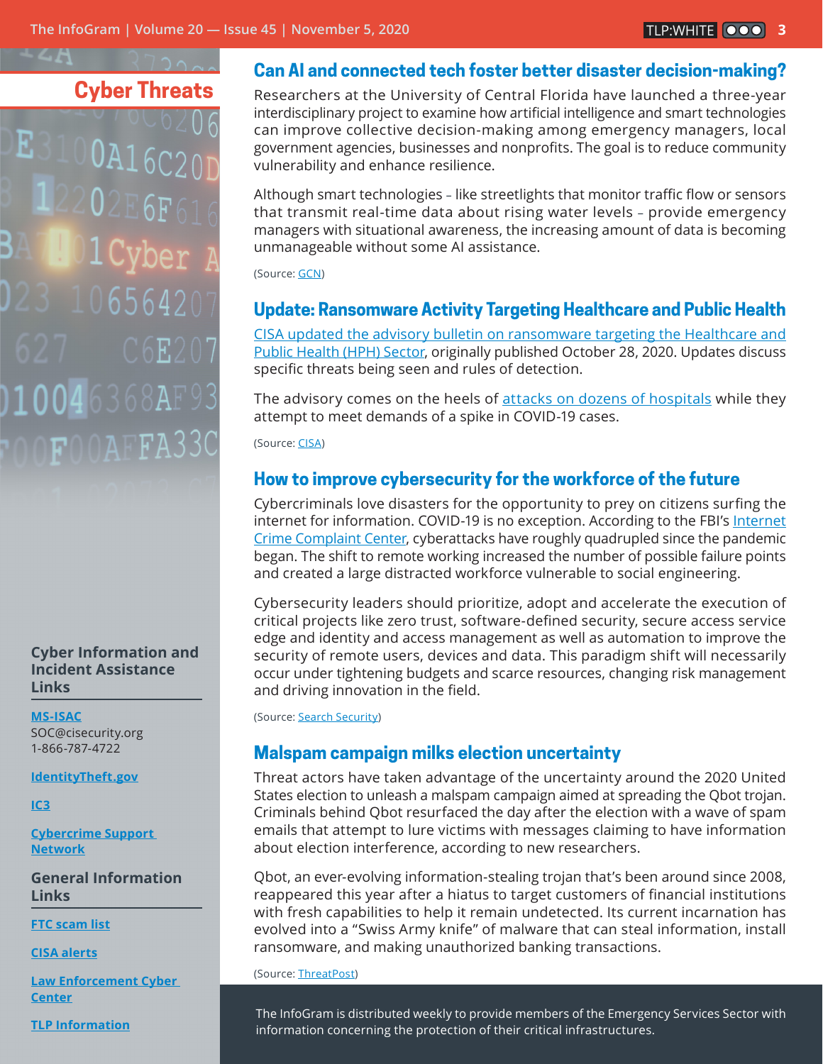# Cyber Threats

## Can AI and connected tech foster better disaster decision-making?

Researchers at the University of Central Florida have launched a three-year interdisciplinary project to examine how artificial intelligence and smart technologies can improve collective decision-making among emergency managers, local government agencies, businesses and nonprofits. The goal is to reduce community vulnerability and enhance resilience.

Although smart technologies – like streetlights that monitor traffic flow or sensors that transmit real-time data about rising water levels – provide emergency managers with situational awareness, the increasing amount of data is becoming unmanageable without some AI assistance.

(Source: GCN)

## Update: Ransomware Activity Targeting Healthcare and Public Health

CISA updated the advisory bulletin on ransomware targeting the Healthcare and Public Health (HPH) Sector, originally published October 28, 2020. Updates discuss specific threats being seen and rules of detection.

The advisory comes on the heels of attacks on dozens of hospitals while they attempt to meet demands of a spike in COVID-19 cases.

(Source: CISA)

## How to improve cybersecurity for the workforce of the future

Cybercriminals love disasters for the opportunity to prey on citizens surfing the internet for information. COVID-19 is no exception. According to the FBI's Internet Crime Complaint Center, cyberattacks have roughly quadrupled since the pandemic began. The shift to remote working increased the number of possible failure points and created a large distracted workforce vulnerable to social engineering.

Cybersecurity leaders should prioritize, adopt and accelerate the execution of critical projects like zero trust, software-defined security, secure access service edge and identity and access management as well as automation to improve the security of remote users, devices and data. This paradigm shift will necessarily occur under tightening budgets and scarce resources, changing risk management and driving innovation in the field.

(Source: Search Security)

## Malspam campaign milks election uncertainty

Threat actors have taken advantage of the uncertainty around the 2020 United States election to unleash a malspam campaign aimed at spreading the Qbot trojan. Criminals behind Qbot resurfaced the day after the election with a wave of spam emails that attempt to lure victims with messages claiming to have information about election interference, according to new researchers.

Qbot, an ever-evolving information-stealing trojan that's been around since 2008, reappeared this year after a hiatus to target customers of financial institutions with fresh capabilities to help it remain undetected. Its current incarnation has evolved into a "Swiss Army knife" of malware that can steal information, install ransomware, and making unauthorized banking transactions.

(Source: ThreatPost)

### Cyber Information and Incident Assistance Links

**MS-ISAC**
SOC@cisecurity.org
1-866-787-4722

**IdentityTheft.gov**

**IC3**

**Cybercrime Support Network**

### General Information Links

**FTC scam list**

**CISA alerts**

**Law Enforcement Cyber Center**

**TLP Information**

The InfoGram is distributed weekly to provide members of the Emergency Services Sector with information concerning the protection of their critical infrastructures.